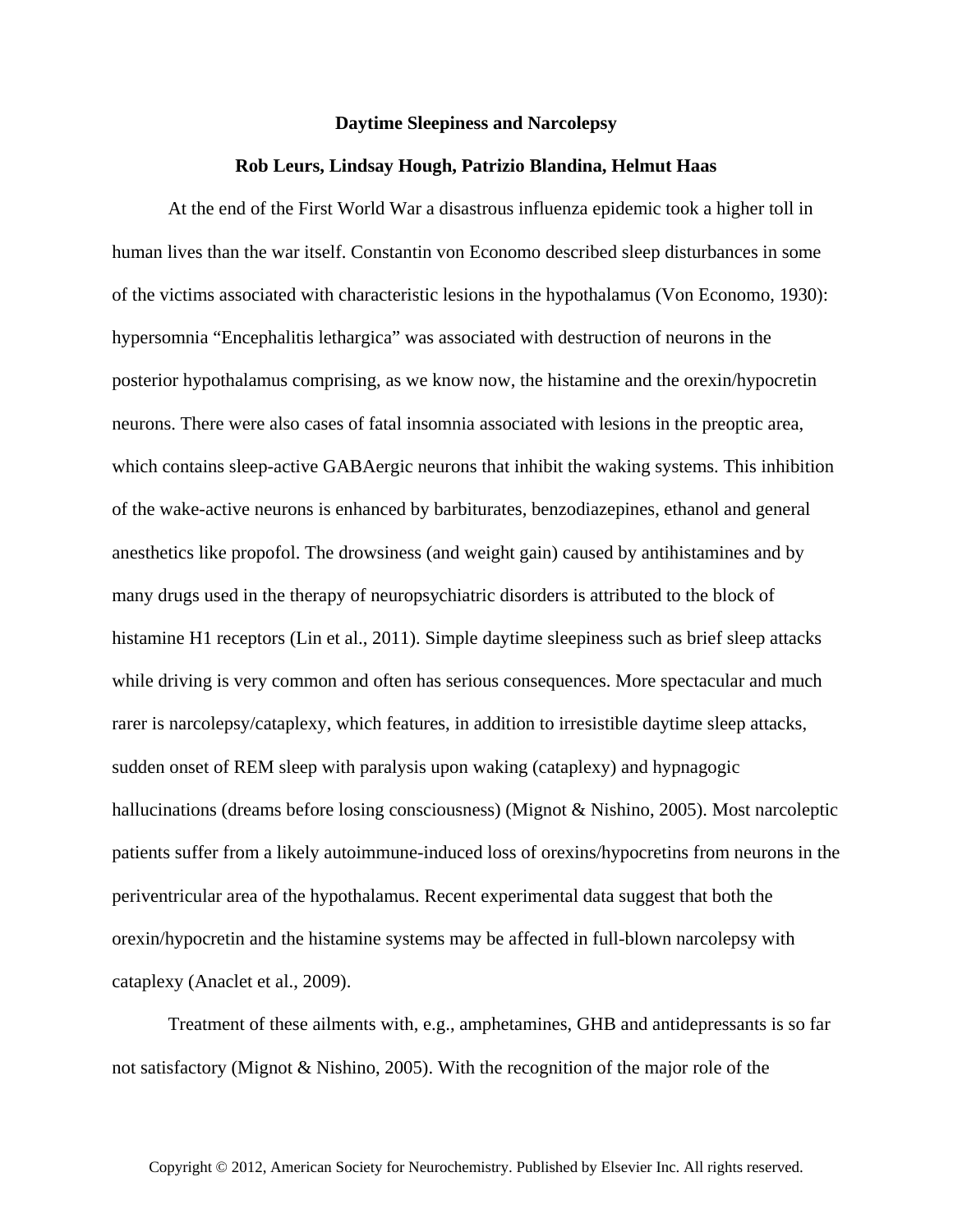# Daytime Sleepiness and Narcolepsy

**Rob Leurs, Lindsay Hough, Patrizio Blandina, Helmut Haas**

At the end of the First World War a disastrous influenza epidemic took a higher toll in human lives than the war itself. Constantin von Economo described sleep disturbances in some of the victims associated with characteristic lesions in the hypothalamus (Von Economo, 1930): hypersomnia "Encephalitis lethargica" was associated with destruction of neurons in the posterior hypothalamus comprising, as we know now, the histamine and the orexin/hypocretin neurons. There were also cases of fatal insomnia associated with lesions in the preoptic area, which contains sleep-active GABAergic neurons that inhibit the waking systems. This inhibition of the wake-active neurons is enhanced by barbiturates, benzodiazepines, ethanol and general anesthetics like propofol. The drowsiness (and weight gain) caused by antihistamines and by many drugs used in the therapy of neuropsychiatric disorders is attributed to the block of histamine H1 receptors (Lin et al., 2011). Simple daytime sleepiness such as brief sleep attacks while driving is very common and often has serious consequences. More spectacular and much rarer is narcolepsy/cataplexy, which features, in addition to irresistible daytime sleep attacks, sudden onset of REM sleep with paralysis upon waking (cataplexy) and hypnagogic hallucinations (dreams before losing consciousness) (Mignot & Nishino, 2005). Most narcoleptic patients suffer from a likely autoimmune-induced loss of orexins/hypocretins from neurons in the periventricular area of the hypothalamus. Recent experimental data suggest that both the orexin/hypocretin and the histamine systems may be affected in full-blown narcolepsy with cataplexy (Anaclet et al., 2009).

Treatment of these ailments with, e.g., amphetamines, GHB and antidepressants is so far not satisfactory (Mignot & Nishino, 2005). With the recognition of the major role of the

Copyright © 2012, American Society for Neurochemistry. Published by Elsevier Inc. All rights reserved.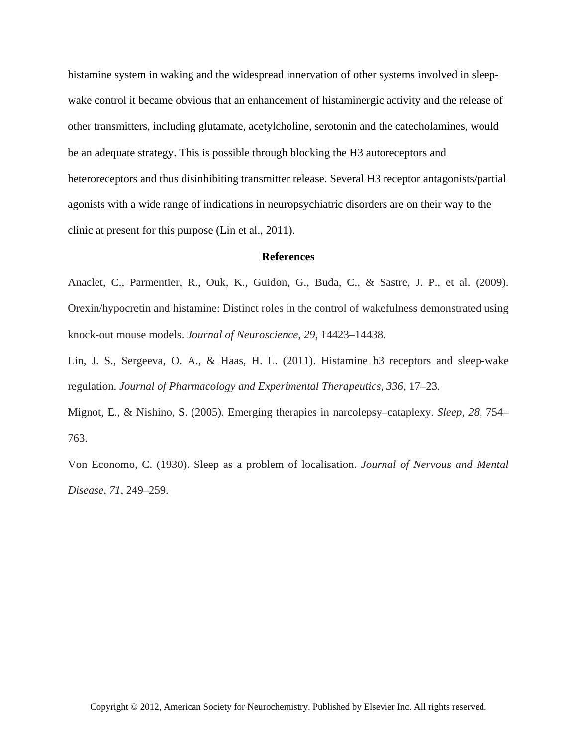histamine system in waking and the widespread innervation of other systems involved in sleep-wake control it became obvious that an enhancement of histaminergic activity and the release of other transmitters, including glutamate, acetylcholine, serotonin and the catecholamines, would be an adequate strategy. This is possible through blocking the H3 autoreceptors and heteroreceptors and thus disinhibiting transmitter release. Several H3 receptor antagonists/partial agonists with a wide range of indications in neuropsychiatric disorders are on their way to the clinic at present for this purpose (Lin et al., 2011).

## References

Anaclet, C., Parmentier, R., Ouk, K., Guidon, G., Buda, C., & Sastre, J. P., et al. (2009). Orexin/hypocretin and histamine: Distinct roles in the control of wakefulness demonstrated using knock-out mouse models. *Journal of Neuroscience*, *29*, 14423–14438.

Lin, J. S., Sergeeva, O. A., & Haas, H. L. (2011). Histamine h3 receptors and sleep-wake regulation. *Journal of Pharmacology and Experimental Therapeutics*, *336*, 17–23.

Mignot, E., & Nishino, S. (2005). Emerging therapies in narcolepsy–cataplexy. *Sleep*, *28*, 754–763.

Von Economo, C. (1930). Sleep as a problem of localisation. *Journal of Nervous and Mental Disease*, *71*, 249–259.

Copyright © 2012, American Society for Neurochemistry. Published by Elsevier Inc. All rights reserved.